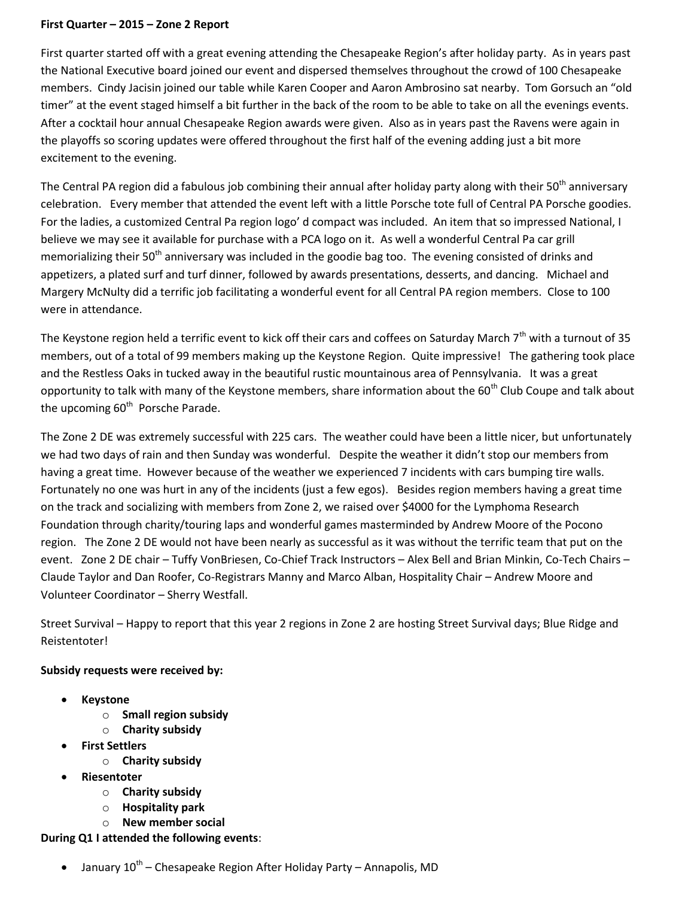**First Quarter – 2015 – Zone 2 Report**

First quarter started off with a great evening attending the Chesapeake Region's after holiday party. As in years past the National Executive board joined our event and dispersed themselves throughout the crowd of 100 Chesapeake members. Cindy Jacisin joined our table while Karen Cooper and Aaron Ambrosino sat nearby. Tom Gorsuch an "old timer" at the event staged himself a bit further in the back of the room to be able to take on all the evenings events. After a cocktail hour annual Chesapeake Region awards were given. Also as in years past the Ravens were again in the playoffs so scoring updates were offered throughout the first half of the evening adding just a bit more excitement to the evening.

The Central PA region did a fabulous job combining their annual after holiday party along with their 50th anniversary celebration. Every member that attended the event left with a little Porsche tote full of Central PA Porsche goodies. For the ladies, a customized Central Pa region logo' d compact was included. An item that so impressed National, I believe we may see it available for purchase with a PCA logo on it. As well a wonderful Central Pa car grill memorializing their 50th anniversary was included in the goodie bag too. The evening consisted of drinks and appetizers, a plated surf and turf dinner, followed by awards presentations, desserts, and dancing. Michael and Margery McNulty did a terrific job facilitating a wonderful event for all Central PA region members. Close to 100 were in attendance.

The Keystone region held a terrific event to kick off their cars and coffees on Saturday March 7th with a turnout of 35 members, out of a total of 99 members making up the Keystone Region. Quite impressive! The gathering took place and the Restless Oaks in tucked away in the beautiful rustic mountainous area of Pennsylvania. It was a great opportunity to talk with many of the Keystone members, share information about the 60th Club Coupe and talk about the upcoming 60th Porsche Parade.

The Zone 2 DE was extremely successful with 225 cars. The weather could have been a little nicer, but unfortunately we had two days of rain and then Sunday was wonderful. Despite the weather it didn't stop our members from having a great time. However because of the weather we experienced 7 incidents with cars bumping tire walls. Fortunately no one was hurt in any of the incidents (just a few egos). Besides region members having a great time on the track and socializing with members from Zone 2, we raised over $4000 for the Lymphoma Research Foundation through charity/touring laps and wonderful games masterminded by Andrew Moore of the Pocono region. The Zone 2 DE would not have been nearly as successful as it was without the terrific team that put on the event. Zone 2 DE chair – Tuffy VonBriesen, Co-Chief Track Instructors – Alex Bell and Brian Minkin, Co-Tech Chairs – Claude Taylor and Dan Roofer, Co-Registrars Manny and Marco Alban, Hospitality Chair – Andrew Moore and Volunteer Coordinator – Sherry Westfall.

Street Survival – Happy to report that this year 2 regions in Zone 2 are hosting Street Survival days; Blue Ridge and Reistentoter!

**Subsidy requests were received by:**

- **Keystone**
  - **Small region subsidy**
  - **Charity subsidy**
- **First Settlers**
  - **Charity subsidy**
- **Riesentoter**
  - **Charity subsidy**
  - **Hospitality park**
  - **New member social**

**During Q1 I attended the following events**:

- January 10th – Chesapeake Region After Holiday Party – Annapolis, MD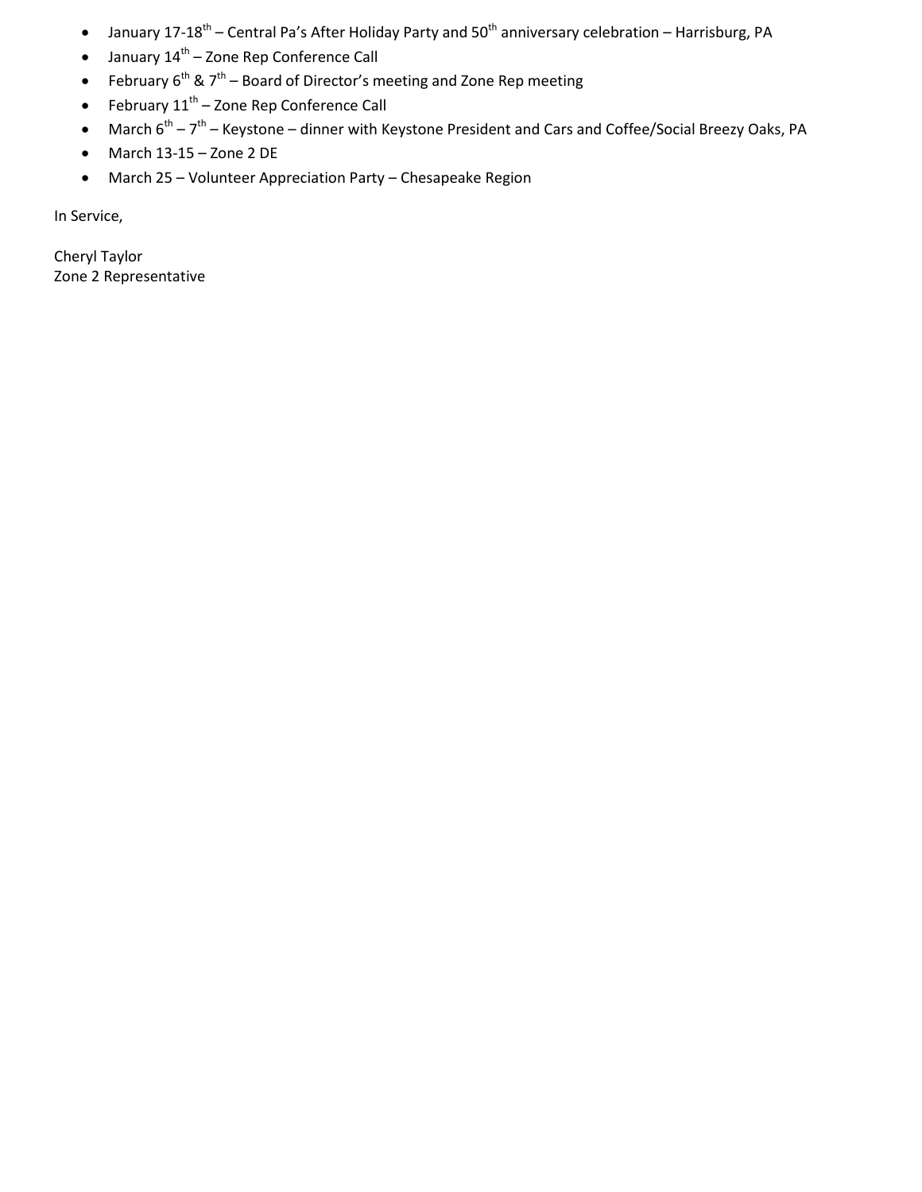- January 17-18th – Central Pa's After Holiday Party and 50th anniversary celebration – Harrisburg, PA
- January 14th – Zone Rep Conference Call
- February 6th & 7th – Board of Director's meeting and Zone Rep meeting
- February 11th – Zone Rep Conference Call
- March 6th – 7th – Keystone – dinner with Keystone President and Cars and Coffee/Social Breezy Oaks, PA
- March 13-15 – Zone 2 DE
- March 25 – Volunteer Appreciation Party – Chesapeake Region

In Service,

Cheryl Taylor
Zone 2 Representative